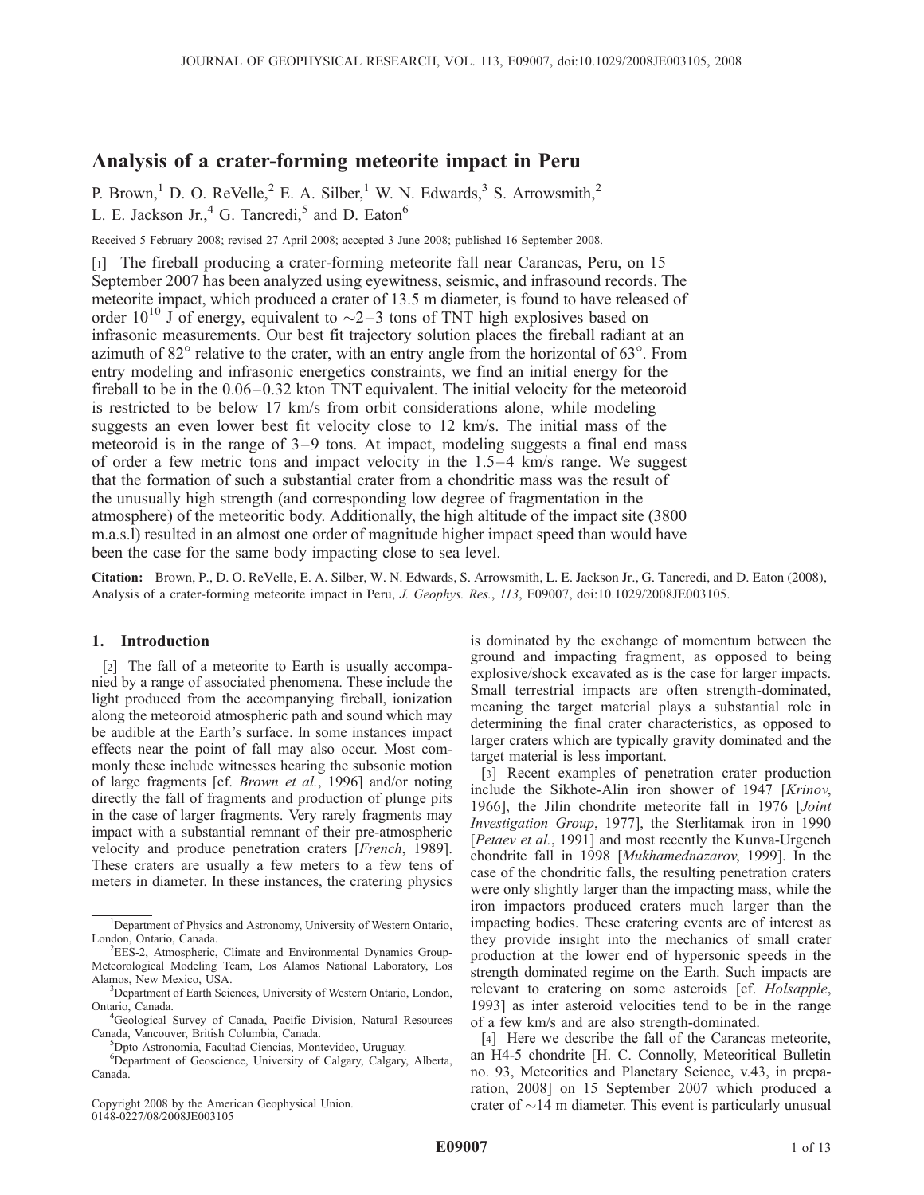# Analysis of a crater-forming meteorite impact in Peru

P. Brown,[1] D. O. ReVelle,[2] E. A. Silber,[1] W. N. Edwards,[3] S. Arrowsmith,[2] L. E. Jackson Jr.,[4] G. Tancredi,[5] and D. Eaton[6]

Received 5 February 2008; revised 27 April 2008; accepted 3 June 2008; published 16 September 2008.

[1] The fireball producing a crater-forming meteorite fall near Carancas, Peru, on 15 September 2007 has been analyzed using eyewitness, seismic, and infrasound records. The meteorite impact, which produced a crater of 13.5 m diameter, is found to have released of order $10^{10}$ J of energy, equivalent to ~2–3 tons of TNT high explosives based on infrasonic measurements. Our best fit trajectory solution places the fireball radiant at an azimuth of 82° relative to the crater, with an entry angle from the horizontal of 63°. From entry modeling and infrasonic energetics constraints, we find an initial energy for the fireball to be in the 0.06–0.32 kton TNT equivalent. The initial velocity for the meteoroid is restricted to be below 17 km/s from orbit considerations alone, while modeling suggests an even lower best fit velocity close to 12 km/s. The initial mass of the meteoroid is in the range of 3–9 tons. At impact, modeling suggests a final end mass of order a few metric tons and impact velocity in the 1.5–4 km/s range. We suggest that the formation of such a substantial crater from a chondritic mass was the result of the unusually high strength (and corresponding low degree of fragmentation in the atmosphere) of the meteoritic body. Additionally, the high altitude of the impact site (3800 m.a.s.l) resulted in an almost one order of magnitude higher impact speed than would have been the case for the same body impacting close to sea level.

**Citation:** Brown, P., D. O. ReVelle, E. A. Silber, W. N. Edwards, S. Arrowsmith, L. E. Jackson Jr., G. Tancredi, and D. Eaton (2008), Analysis of a crater-forming meteorite impact in Peru, *J. Geophys. Res.*, *113*, E09007, doi:10.1029/2008JE003105.

## 1. Introduction

[2] The fall of a meteorite to Earth is usually accompanied by a range of associated phenomena. These include the light produced from the accompanying fireball, ionization along the meteoroid atmospheric path and sound which may be audible at the Earth's surface. In some instances impact effects near the point of fall may also occur. Most commonly these include witnesses hearing the subsonic motion of large fragments [cf. *Brown et al.*, 1996] and/or noting directly the fall of fragments and production of plunge pits in the case of larger fragments. Very rarely fragments may impact with a substantial remnant of their pre-atmospheric velocity and produce penetration craters [*French*, 1989]. These craters are usually a few meters to a few tens of meters in diameter. In these instances, the cratering physics is dominated by the exchange of momentum between the ground and impacting fragment, as opposed to being explosive/shock excavated as is the case for larger impacts. Small terrestrial impacts are often strength-dominated, meaning the target material plays a substantial role in determining the final crater characteristics, as opposed to larger craters which are typically gravity dominated and the target material is less important.

[3] Recent examples of penetration crater production include the Sikhote-Alin iron shower of 1947 [*Krinov*, 1966], the Jilin chondrite meteorite fall in 1976 [*Joint Investigation Group*, 1977], the Sterlitamak iron in 1990 [*Petaev et al.*, 1991] and most recently the Kunva-Urgench chondrite fall in 1998 [*Mukhamednazarov*, 1999]. In the case of the chondritic falls, the resulting penetration craters were only slightly larger than the impacting mass, while the iron impactors produced craters much larger than the impacting bodies. These cratering events are of interest as they provide insight into the mechanics of small crater production at the lower end of hypersonic speeds in the strength dominated regime on the Earth. Such impacts are relevant to cratering on some asteroids [cf. *Holsapple*, 1993] as inter asteroid velocities tend to be in the range of a few km/s and are also strength-dominated.

[4] Here we describe the fall of the Carancas meteorite, an H4-5 chondrite [H. C. Connolly, Meteoritical Bulletin no. 93, Meteoritics and Planetary Science, v.43, in preparation, 2008] on 15 September 2007 which produced a crater of ~14 m diameter. This event is particularly unusual

---

[1]Department of Physics and Astronomy, University of Western Ontario, London, Ontario, Canada.

[2]EES-2, Atmospheric, Climate and Environmental Dynamics Group-Meteorological Modeling Team, Los Alamos National Laboratory, Los Alamos, New Mexico, USA.

[3]Department of Earth Sciences, University of Western Ontario, London, Ontario, Canada.

[4]Geological Survey of Canada, Pacific Division, Natural Resources Canada, Vancouver, British Columbia, Canada.

[5]Dpto Astronomia, Facultad Ciencias, Montevideo, Uruguay.

[6]Department of Geoscience, University of Calgary, Calgary, Alberta, Canada.

Copyright 2008 by the American Geophysical Union.
0148-0227/08/2008JE003105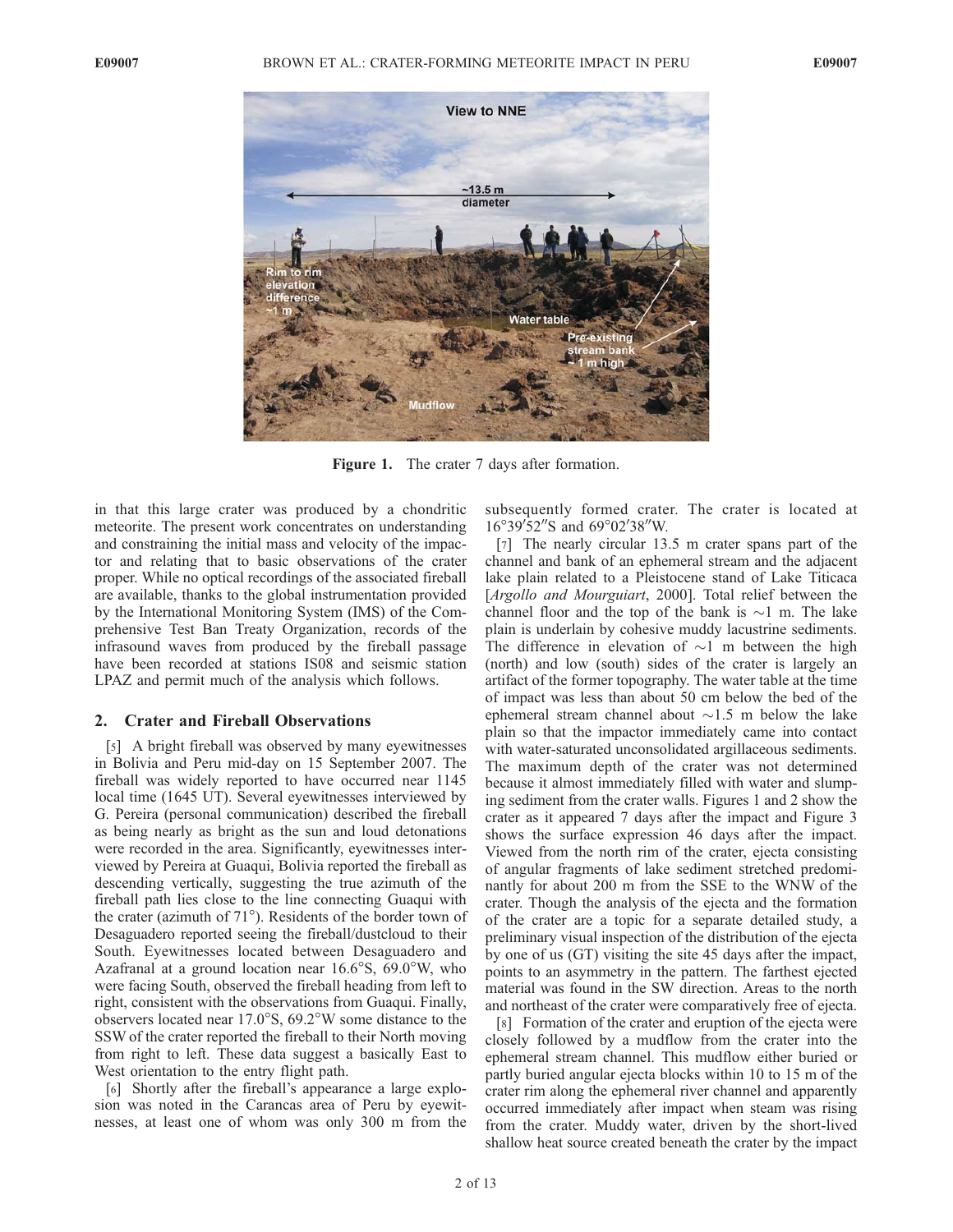**Figure 1.** The crater 7 days after formation.

in that this large crater was produced by a chondritic meteorite. The present work concentrates on understanding and constraining the initial mass and velocity of the impactor and relating that to basic observations of the crater proper. While no optical recordings of the associated fireball are available, thanks to the global instrumentation provided by the International Monitoring System (IMS) of the Comprehensive Test Ban Treaty Organization, records of the infrasound waves from produced by the fireball passage have been recorded at stations IS08 and seismic station LPAZ and permit much of the analysis which follows.

## 2. Crater and Fireball Observations

[5] A bright fireball was observed by many eyewitnesses in Bolivia and Peru mid-day on 15 September 2007. The fireball was widely reported to have occurred near 1145 local time (1645 UT). Several eyewitnesses interviewed by G. Pereira (personal communication) described the fireball as being nearly as bright as the sun and loud detonations were recorded in the area. Significantly, eyewitnesses interviewed by Pereira at Guaqui, Bolivia reported the fireball as descending vertically, suggesting the true azimuth of the fireball path lies close to the line connecting Guaqui with the crater (azimuth of 71°). Residents of the border town of Desaguadero reported seeing the fireball/dustcloud to their South. Eyewitnesses located between Desaguadero and Azafranal at a ground location near 16.6°S, 69.0°W, who were facing South, observed the fireball heading from left to right, consistent with the observations from Guaqui. Finally, observers located near 17.0°S, 69.2°W some distance to the SSW of the crater reported the fireball to their North moving from right to left. These data suggest a basically East to West orientation to the entry flight path.

[6] Shortly after the fireball's appearance a large explosion was noted in the Carancas area of Peru by eyewitnesses, at least one of whom was only 300 m from the subsequently formed crater. The crater is located at 16°39′52″S and 69°02′38″W.

[7] The nearly circular 13.5 m crater spans part of the channel and bank of an ephemeral stream and the adjacent lake plain related to a Pleistocene stand of Lake Titicaca [*Argollo and Mourguiart*, 2000]. Total relief between the channel floor and the top of the bank is ~1 m. The lake plain is underlain by cohesive muddy lacustrine sediments. The difference in elevation of ~1 m between the high (north) and low (south) sides of the crater is largely an artifact of the former topography. The water table at the time of impact was less than about 50 cm below the bed of the ephemeral stream channel about ~1.5 m below the lake plain so that the impactor immediately came into contact with water-saturated unconsolidated argillaceous sediments. The maximum depth of the crater was not determined because it almost immediately filled with water and slumping sediment from the crater walls. Figures 1 and 2 show the crater as it appeared 7 days after the impact and Figure 3 shows the surface expression 46 days after the impact. Viewed from the north rim of the crater, ejecta consisting of angular fragments of lake sediment stretched predominantly for about 200 m from the SSE to the WNW of the crater. Though the analysis of the ejecta and the formation of the crater are a topic for a separate detailed study, a preliminary visual inspection of the distribution of the ejecta by one of us (GT) visiting the site 45 days after the impact, points to an asymmetry in the pattern. The farthest ejected material was found in the SW direction. Areas to the north and northeast of the crater were comparatively free of ejecta.

[8] Formation of the crater and eruption of the ejecta were closely followed by a mudflow from the crater into the ephemeral stream channel. This mudflow either buried or partly buried angular ejecta blocks within 10 to 15 m of the crater rim along the ephemeral river channel and apparently occurred immediately after impact when steam was rising from the crater. Muddy water, driven by the short-lived shallow heat source created beneath the crater by the impact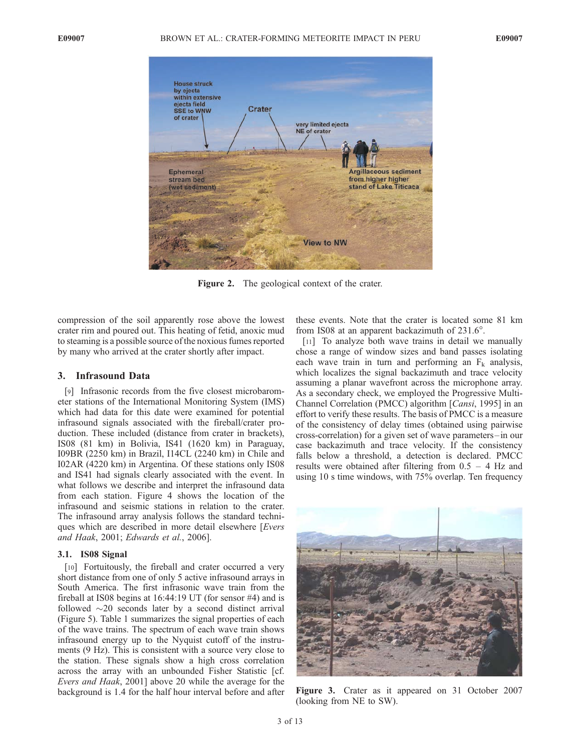Figure 2. The geological context of the crater.

compression of the soil apparently rose above the lowest crater rim and poured out. This heating of fetid, anoxic mud to steaming is a possible source of the noxious fumes reported by many who arrived at the crater shortly after impact.

## 3. Infrasound Data

[9] Infrasonic records from the five closest microbarometer stations of the International Monitoring System (IMS) which had data for this date were examined for potential infrasound signals associated with the fireball/crater production. These included (distance from crater in brackets), IS08 (81 km) in Bolivia, IS41 (1620 km) in Paraguay, I09BR (2250 km) in Brazil, I14CL (2240 km) in Chile and I02AR (4220 km) in Argentina. Of these stations only IS08 and IS41 had signals clearly associated with the event. In what follows we describe and interpret the infrasound data from each station. Figure 4 shows the location of the infrasound and seismic stations in relation to the crater. The infrasound array analysis follows the standard techniques which are described in more detail elsewhere [*Evers and Haak*, 2001; *Edwards et al.*, 2006].

### 3.1. IS08 Signal

[10] Fortuitously, the fireball and crater occurred a very short distance from one of only 5 active infrasound arrays in South America. The first infrasonic wave train from the fireball at IS08 begins at 16:44:19 UT (for sensor #4) and is followed ~20 seconds later by a second distinct arrival (Figure 5). Table 1 summarizes the signal properties of each of the wave trains. The spectrum of each wave train shows infrasound energy up to the Nyquist cutoff of the instruments (9 Hz). This is consistent with a source very close to the station. These signals show a high cross correlation across the array with an unbounded Fisher Statistic [cf. *Evers and Haak*, 2001] above 20 while the average for the background is 1.4 for the half hour interval before and after these events. Note that the crater is located some 81 km from IS08 at an apparent backazimuth of 231.6°.

[11] To analyze both wave trains in detail we manually chose a range of window sizes and band passes isolating each wave train in turn and performing an $F_k$ analysis, which localizes the signal backazimuth and trace velocity assuming a planar wavefront across the microphone array. As a secondary check, we employed the Progressive Multi-Channel Correlation (PMCC) algorithm [*Cansi*, 1995] in an effort to verify these results. The basis of PMCC is a measure of the consistency of delay times (obtained using pairwise cross-correlation) for a given set of wave parameters – in our case backazimuth and trace velocity. If the consistency falls below a threshold, a detection is declared. PMCC results were obtained after filtering from 0.5 – 4 Hz and using 10 s time windows, with 75% overlap. Ten frequency

Figure 3. Crater as it appeared on 31 October 2007 (looking from NE to SW).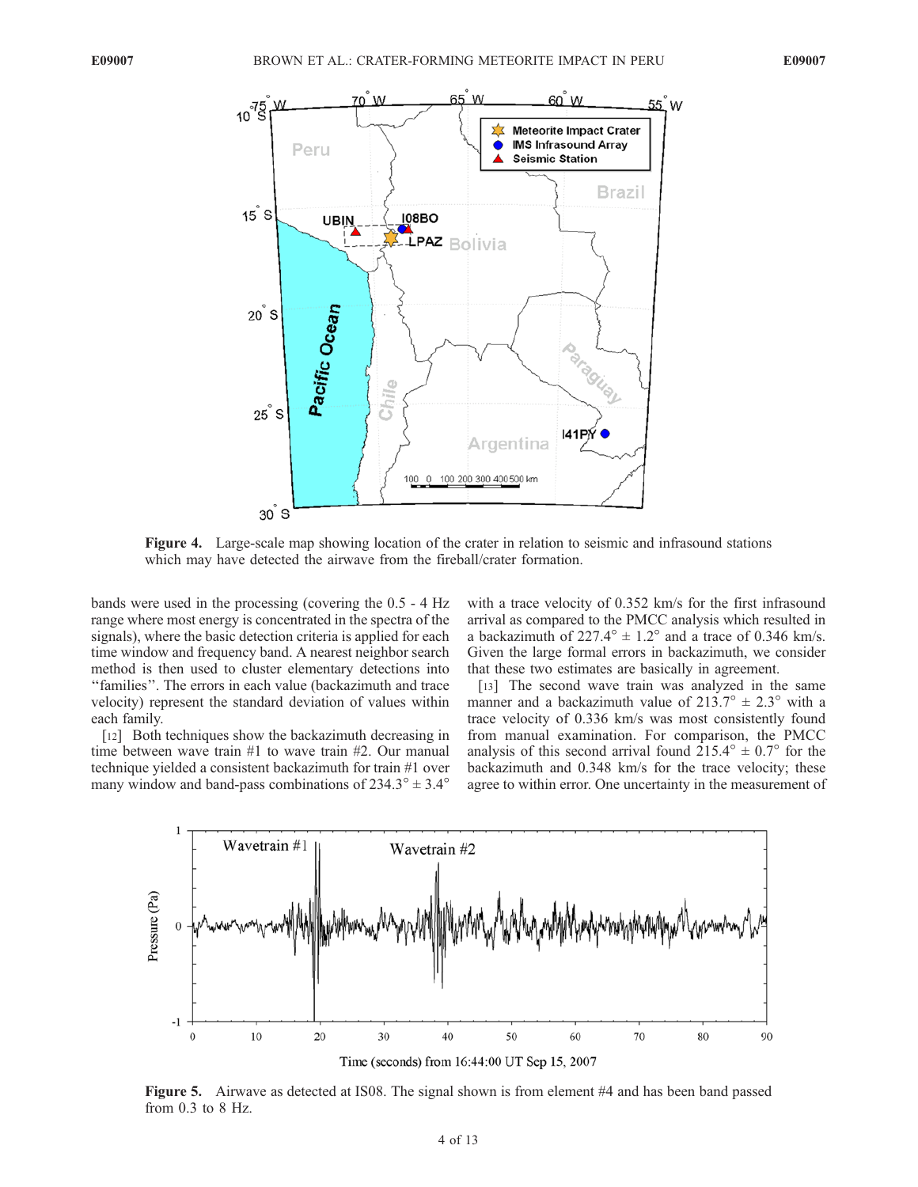Figure 4. Large-scale map showing location of the crater in relation to seismic and infrasound stations which may have detected the airwave from the fireball/crater formation.

bands were used in the processing (covering the 0.5 - 4 Hz range where most energy is concentrated in the spectra of the signals), where the basic detection criteria is applied for each time window and frequency band. A nearest neighbor search method is then used to cluster elementary detections into ''families''. The errors in each value (backazimuth and trace velocity) represent the standard deviation of values within each family.

[12] Both techniques show the backazimuth decreasing in time between wave train #1 to wave train #2. Our manual technique yielded a consistent backazimuth for train #1 over many window and band-pass combinations of 234.3° ± 3.4° with a trace velocity of 0.352 km/s for the first infrasound arrival as compared to the PMCC analysis which resulted in a backazimuth of 227.4° ± 1.2° and a trace of 0.346 km/s. Given the large formal errors in backazimuth, we consider that these two estimates are basically in agreement.

[13] The second wave train was analyzed in the same manner and a backazimuth value of 213.7° ± 2.3° with a trace velocity of 0.336 km/s was most consistently found from manual examination. For comparison, the PMCC analysis of this second arrival found 215.4° ± 0.7° for the backazimuth and 0.348 km/s for the trace velocity; these agree to within error. One uncertainty in the measurement of

Figure 5. Airwave as detected at IS08. The signal shown is from element #4 and has been band passed from 0.3 to 8 Hz.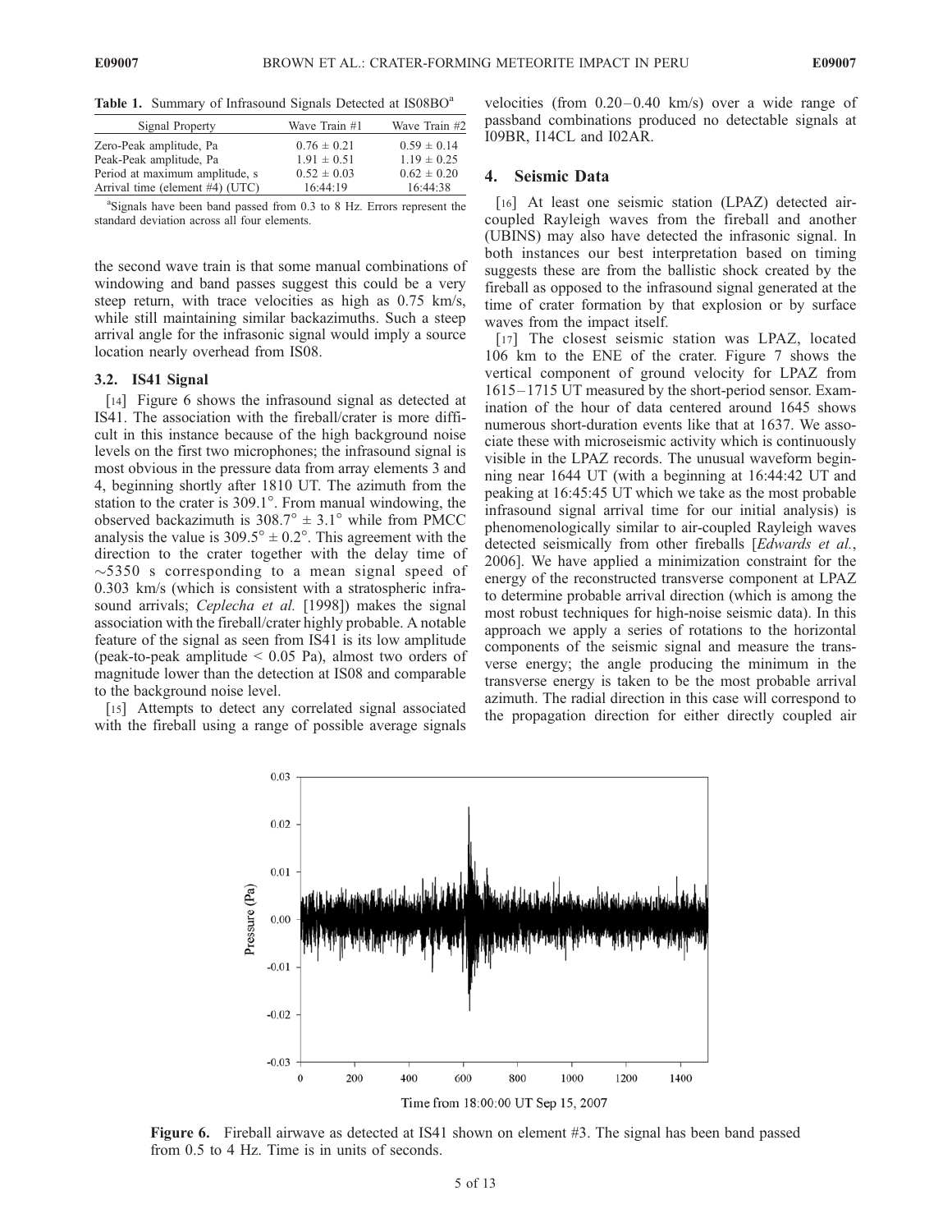**Table 1.** Summary of Infrasound Signals Detected at IS08BO[a]

| Signal Property | Wave Train #1 | Wave Train #2 |
|---|---|---|
| Zero-Peak amplitude, Pa | $0.76 \pm 0.21$ | $0.59 \pm 0.14$ |
| Peak-Peak amplitude, Pa | $1.91 \pm 0.51$ | $1.19 \pm 0.25$ |
| Period at maximum amplitude, s | $0.52 \pm 0.03$ | $0.62 \pm 0.20$ |
| Arrival time (element #4) (UTC) | 16:44:19 | 16:44:38 |

[a]Signals have been band passed from 0.3 to 8 Hz. Errors represent the standard deviation across all four elements.

the second wave train is that some manual combinations of windowing and band passes suggest this could be a very steep return, with trace velocities as high as 0.75 km/s, while still maintaining similar backazimuths. Such a steep arrival angle for the infrasonic signal would imply a source location nearly overhead from IS08.

### 3.2. IS41 Signal

[14] Figure 6 shows the infrasound signal as detected at IS41. The association with the fireball/crater is more difficult in this instance because of the high background noise levels on the first two microphones; the infrasound signal is most obvious in the pressure data from array elements 3 and 4, beginning shortly after 1810 UT. The azimuth from the station to the crater is 309.1°. From manual windowing, the observed backazimuth is $308.7° \pm 3.1°$ while from PMCC analysis the value is $309.5° \pm 0.2°$. This agreement with the direction to the crater together with the delay time of ~5350 s corresponding to a mean signal speed of 0.303 km/s (which is consistent with a stratospheric infrasound arrivals; *Ceplecha et al.* [1998]) makes the signal association with the fireball/crater highly probable. A notable feature of the signal as seen from IS41 is its low amplitude (peak-to-peak amplitude < 0.05 Pa), almost two orders of magnitude lower than the detection at IS08 and comparable to the background noise level.

[15] Attempts to detect any correlated signal associated with the fireball using a range of possible average signals velocities (from 0.20–0.40 km/s) over a wide range of passband combinations produced no detectable signals at I09BR, I14CL and I02AR.

## 4. Seismic Data

[16] At least one seismic station (LPAZ) detected air-coupled Rayleigh waves from the fireball and another (UBINS) may also have detected the infrasonic signal. In both instances our best interpretation based on timing suggests these are from the ballistic shock created by the fireball as opposed to the infrasound signal generated at the time of crater formation by that explosion or by surface waves from the impact itself.

[17] The closest seismic station was LPAZ, located 106 km to the ENE of the crater. Figure 7 shows the vertical component of ground velocity for LPAZ from 1615–1715 UT measured by the short-period sensor. Examination of the hour of data centered around 1645 shows numerous short-duration events like that at 1637. We associate these with microseismic activity which is continuously visible in the LPAZ records. The unusual waveform beginning near 1644 UT (with a beginning at 16:44:42 UT and peaking at 16:45:45 UT which we take as the most probable infrasound signal arrival time for our initial analysis) is phenomenologically similar to air-coupled Rayleigh waves detected seismically from other fireballs [*Edwards et al.*, 2006]. We have applied a minimization constraint for the energy of the reconstructed transverse component at LPAZ to determine probable arrival direction (which is among the most robust techniques for high-noise seismic data). In this approach we apply a series of rotations to the horizontal components of the seismic signal and measure the transverse energy; the angle producing the minimum in the transverse energy is taken to be the most probable arrival azimuth. The radial direction in this case will correspond to the propagation direction for either directly coupled air

**Figure 6.** Fireball airwave as detected at IS41 shown on element #3. The signal has been band passed from 0.5 to 4 Hz. Time is in units of seconds.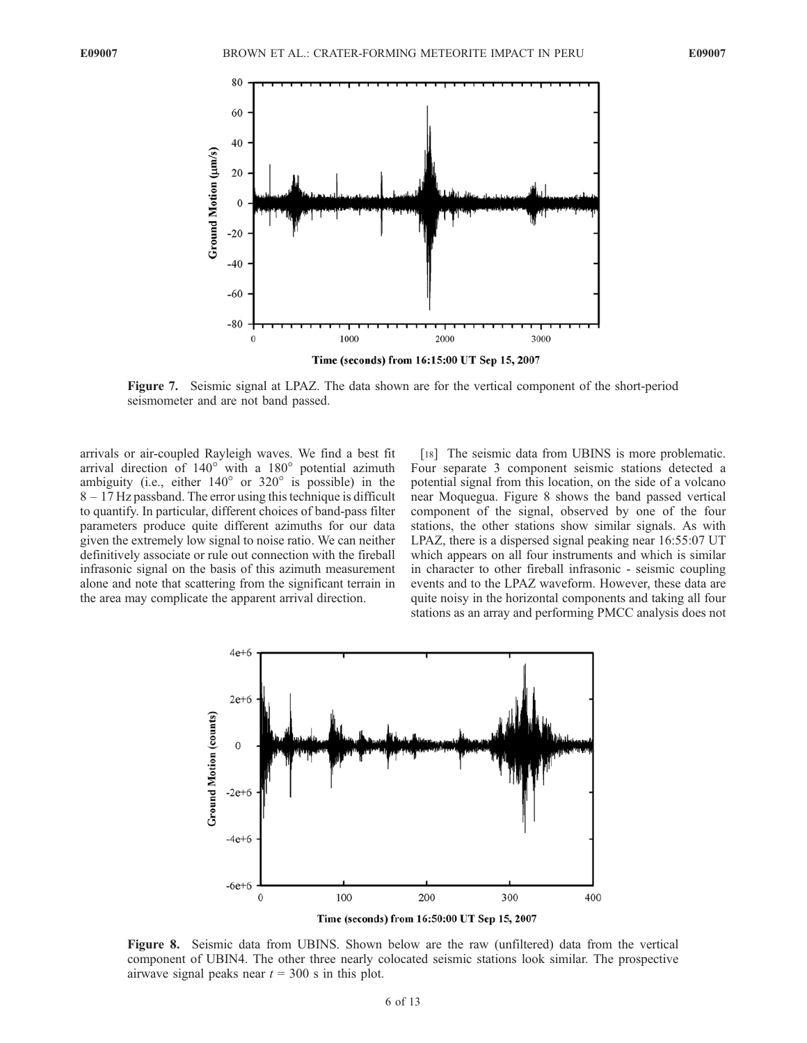Figure 7. Seismic signal at LPAZ. The data shown are for the vertical component of the short-period seismometer and are not band passed.

arrivals or air-coupled Rayleigh waves. We find a best fit arrival direction of 140° with a 180° potential azimuth ambiguity (i.e., either 140° or 320° is possible) in the 8 – 17 Hz passband. The error using this technique is difficult to quantify. In particular, different choices of band-pass filter parameters produce quite different azimuths for our data given the extremely low signal to noise ratio. We can neither definitively associate or rule out connection with the fireball infrasonic signal on the basis of this azimuth measurement alone and note that scattering from the significant terrain in the area may complicate the apparent arrival direction.

[18] The seismic data from UBINS is more problematic. Four separate 3 component seismic stations detected a potential signal from this location, on the side of a volcano near Moquegua. Figure 8 shows the band passed vertical component of the signal, observed by one of the four stations, the other stations show similar signals. As with LPAZ, there is a dispersed signal peaking near 16:55:07 UT which appears on all four instruments and which is similar in character to other fireball infrasonic - seismic coupling events and to the LPAZ waveform. However, these data are quite noisy in the horizontal components and taking all four stations as an array and performing PMCC analysis does not

Figure 8. Seismic data from UBINS. Shown below are the raw (unfiltered) data from the vertical component of UBIN4. The other three nearly colocated seismic stations look similar. The prospective airwave signal peaks near $t$ = 300 s in this plot.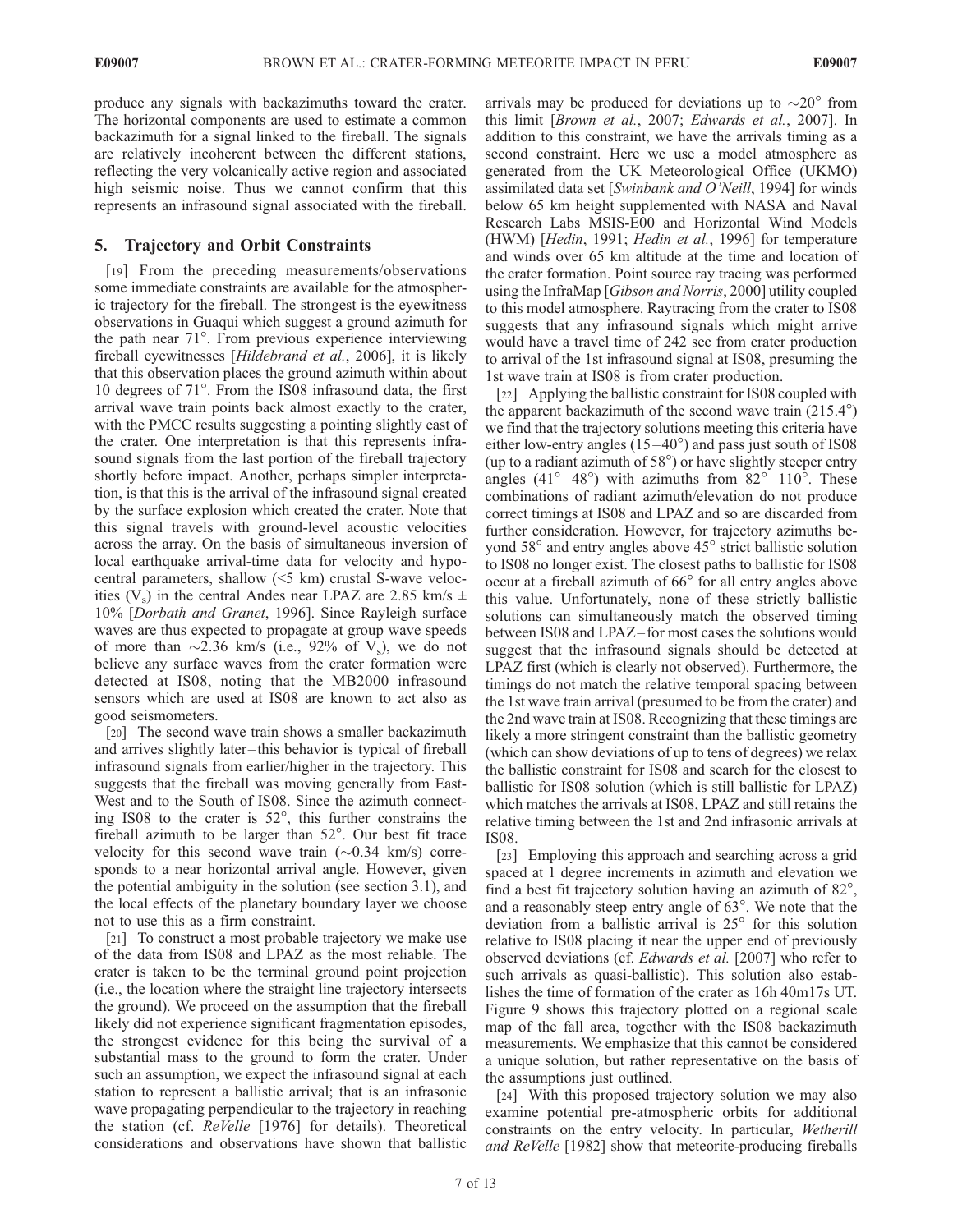produce any signals with backazimuths toward the crater. The horizontal components are used to estimate a common backazimuth for a signal linked to the fireball. The signals are relatively incoherent between the different stations, reflecting the very volcanically active region and associated high seismic noise. Thus we cannot confirm that this represents an infrasound signal associated with the fireball.

## 5. Trajectory and Orbit Constraints

[19] From the preceding measurements/observations some immediate constraints are available for the atmospheric trajectory for the fireball. The strongest is the eyewitness observations in Guaqui which suggest a ground azimuth for the path near 71°. From previous experience interviewing fireball eyewitnesses [*Hildebrand et al.*, 2006], it is likely that this observation places the ground azimuth within about 10 degrees of 71°. From the IS08 infrasound data, the first arrival wave train points back almost exactly to the crater, with the PMCC results suggesting a pointing slightly east of the crater. One interpretation is that this represents infrasound signals from the last portion of the fireball trajectory shortly before impact. Another, perhaps simpler interpretation, is that this is the arrival of the infrasound signal created by the surface explosion which created the crater. Note that this signal travels with ground-level acoustic velocities across the array. On the basis of simultaneous inversion of local earthquake arrival-time data for velocity and hypocentral parameters, shallow (<5 km) crustal S-wave velocities ($V_s$) in the central Andes near LPAZ are 2.85 km/s ± 10% [*Dorbath and Granet*, 1996]. Since Rayleigh surface waves are thus expected to propagate at group wave speeds of more than ~2.36 km/s (i.e., 92% of $V_s$), we do not believe any surface waves from the crater formation were detected at IS08, noting that the MB2000 infrasound sensors which are used at IS08 are known to act also as good seismometers.

[20] The second wave train shows a smaller backazimuth and arrives slightly later – this behavior is typical of fireball infrasound signals from earlier/higher in the trajectory. This suggests that the fireball was moving generally from East-West and to the South of IS08. Since the azimuth connecting IS08 to the crater is 52°, this further constrains the fireball azimuth to be larger than 52°. Our best fit trace velocity for this second wave train (~0.34 km/s) corresponds to a near horizontal arrival angle. However, given the potential ambiguity in the solution (see section 3.1), and the local effects of the planetary boundary layer we choose not to use this as a firm constraint.

[21] To construct a most probable trajectory we make use of the data from IS08 and LPAZ as the most reliable. The crater is taken to be the terminal ground point projection (i.e., the location where the straight line trajectory intersects the ground). We proceed on the assumption that the fireball likely did not experience significant fragmentation episodes, the strongest evidence for this being the survival of a substantial mass to the ground to form the crater. Under such an assumption, we expect the infrasound signal at each station to represent a ballistic arrival; that is an infrasonic wave propagating perpendicular to the trajectory in reaching the station (cf. *ReVelle* [1976] for details). Theoretical considerations and observations have shown that ballistic arrivals may be produced for deviations up to ~20° from this limit [*Brown et al.*, 2007; *Edwards et al.*, 2007]. In addition to this constraint, we have the arrivals timing as a second constraint. Here we use a model atmosphere as generated from the UK Meteorological Office (UKMO) assimilated data set [*Swinbank and O'Neill*, 1994] for winds below 65 km height supplemented with NASA and Naval Research Labs MSIS-E00 and Horizontal Wind Models (HWM) [*Hedin*, 1991; *Hedin et al.*, 1996] for temperature and winds over 65 km altitude at the time and location of the crater formation. Point source ray tracing was performed using the InfraMap [*Gibson and Norris*, 2000] utility coupled to this model atmosphere. Raytracing from the crater to IS08 suggests that any infrasound signals which might arrive would have a travel time of 242 sec from crater production to arrival of the 1st infrasound signal at IS08, presuming the 1st wave train at IS08 is from crater production.

[22] Applying the ballistic constraint for IS08 coupled with the apparent backazimuth of the second wave train (215.4°) we find that the trajectory solutions meeting this criteria have either low-entry angles (15–40°) and pass just south of IS08 (up to a radiant azimuth of 58°) or have slightly steeper entry angles (41°–48°) with azimuths from 82°–110°. These combinations of radiant azimuth/elevation do not produce correct timings at IS08 and LPAZ and so are discarded from further consideration. However, for trajectory azimuths beyond 58° and entry angles above 45° strict ballistic solution to IS08 no longer exist. The closest paths to ballistic for IS08 occur at a fireball azimuth of 66° for all entry angles above this value. Unfortunately, none of these strictly ballistic solutions can simultaneously match the observed timing between IS08 and LPAZ – for most cases the solutions would suggest that the infrasound signals should be detected at LPAZ first (which is clearly not observed). Furthermore, the timings do not match the relative temporal spacing between the 1st wave train arrival (presumed to be from the crater) and the 2nd wave train at IS08. Recognizing that these timings are likely a more stringent constraint than the ballistic geometry (which can show deviations of up to tens of degrees) we relax the ballistic constraint for IS08 and search for the closest to ballistic for IS08 solution (which is still ballistic for LPAZ) which matches the arrivals at IS08, LPAZ and still retains the relative timing between the 1st and 2nd infrasonic arrivals at IS08.

[23] Employing this approach and searching across a grid spaced at 1 degree increments in azimuth and elevation we find a best fit trajectory solution having an azimuth of 82°, and a reasonably steep entry angle of 63°. We note that the deviation from a ballistic arrival is 25° for this solution relative to IS08 placing it near the upper end of previously observed deviations (cf. *Edwards et al.* [2007] who refer to such arrivals as quasi-ballistic). This solution also establishes the time of formation of the crater as 16h 40m17s UT. Figure 9 shows this trajectory plotted on a regional scale map of the fall area, together with the IS08 backazimuth measurements. We emphasize that this cannot be considered a unique solution, but rather representative on the basis of the assumptions just outlined.

[24] With this proposed trajectory solution we may also examine potential pre-atmospheric orbits for additional constraints on the entry velocity. In particular, *Wetherill and ReVelle* [1982] show that meteorite-producing fireballs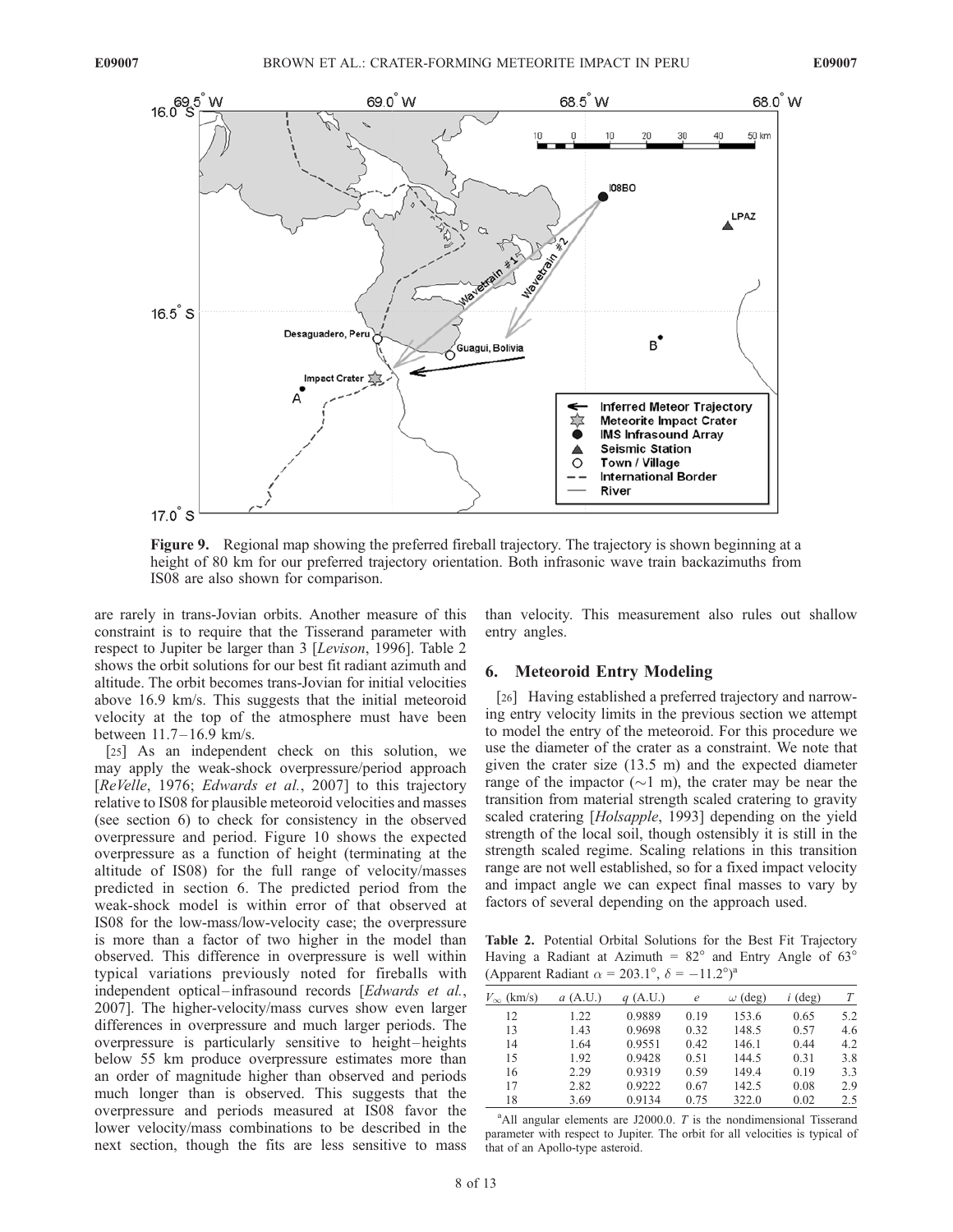Figure 9. Regional map showing the preferred fireball trajectory. The trajectory is shown beginning at a height of 80 km for our preferred trajectory orientation. Both infrasonic wave train backazimuths from IS08 are also shown for comparison.

are rarely in trans-Jovian orbits. Another measure of this constraint is to require that the Tisserand parameter with respect to Jupiter be larger than 3 [*Levison*, 1996]. Table 2 shows the orbit solutions for our best fit radiant azimuth and altitude. The orbit becomes trans-Jovian for initial velocities above 16.9 km/s. This suggests that the initial meteoroid velocity at the top of the atmosphere must have been between 11.7–16.9 km/s.

[25] As an independent check on this solution, we may apply the weak-shock overpressure/period approach [*ReVelle*, 1976; *Edwards et al.*, 2007] to this trajectory relative to IS08 for plausible meteoroid velocities and masses (see section 6) to check for consistency in the observed overpressure and period. Figure 10 shows the expected overpressure as a function of height (terminating at the altitude of IS08) for the full range of velocity/masses predicted in section 6. The predicted period from the weak-shock model is within error of that observed at IS08 for the low-mass/low-velocity case; the overpressure is more than a factor of two higher in the model than observed. This difference in overpressure is well within typical variations previously noted for fireballs with independent optical–infrasound records [*Edwards et al.*, 2007]. The higher-velocity/mass curves show even larger differences in overpressure and much larger periods. The overpressure is particularly sensitive to height–heights below 55 km produce overpressure estimates more than an order of magnitude higher than observed and periods much longer than is observed. This suggests that the overpressure and periods measured at IS08 favor the lower velocity/mass combinations to be described in the next section, though the fits are less sensitive to mass than velocity. This measurement also rules out shallow entry angles.

## 6. Meteoroid Entry Modeling

[26] Having established a preferred trajectory and narrowing entry velocity limits in the previous section we attempt to model the entry of the meteoroid. For this procedure we use the diameter of the crater as a constraint. We note that given the crater size (13.5 m) and the expected diameter range of the impactor (~1 m), the crater may be near the transition from material strength scaled cratering to gravity scaled cratering [*Holsapple*, 1993] depending on the yield strength of the local soil, though ostensibly it is still in the strength scaled regime. Scaling relations in this transition range are not well established, so for a fixed impact velocity and impact angle we can expect final masses to vary by factors of several depending on the approach used.

**Table 2.** Potential Orbital Solutions for the Best Fit Trajectory Having a Radiant at Azimuth = 82° and Entry Angle of 63° (Apparent Radiant $\alpha$ = 203.1°, $\delta$ = −11.2°)[a]

| $V_\infty$ (km/s) | $a$ (A.U.) | $q$ (A.U.) | $e$ | $\omega$ (deg) | $i$ (deg) | $T$ |
|---|---|---|---|---|---|---|
| 12 | 1.22 | 0.9889 | 0.19 | 153.6 | 0.65 | 5.2 |
| 13 | 1.43 | 0.9698 | 0.32 | 148.5 | 0.57 | 4.6 |
| 14 | 1.64 | 0.9551 | 0.44 | 146.1 | 0.44 | 4.2 |
| 15 | 1.92 | 0.9428 | 0.51 | 144.5 | 0.31 | 3.8 |
| 16 | 2.29 | 0.9319 | 0.59 | 149.4 | 0.19 | 3.3 |
| 17 | 2.82 | 0.9222 | 0.67 | 142.5 | 0.08 | 2.9 |
| 18 | 3.69 | 0.9134 | 0.75 | 322.0 | 0.02 | 2.5 |

[a]All angular elements are J2000.0. $T$ is the nondimensional Tisserand parameter with respect to Jupiter. The orbit for all velocities is typical of that of an Apollo-type asteroid.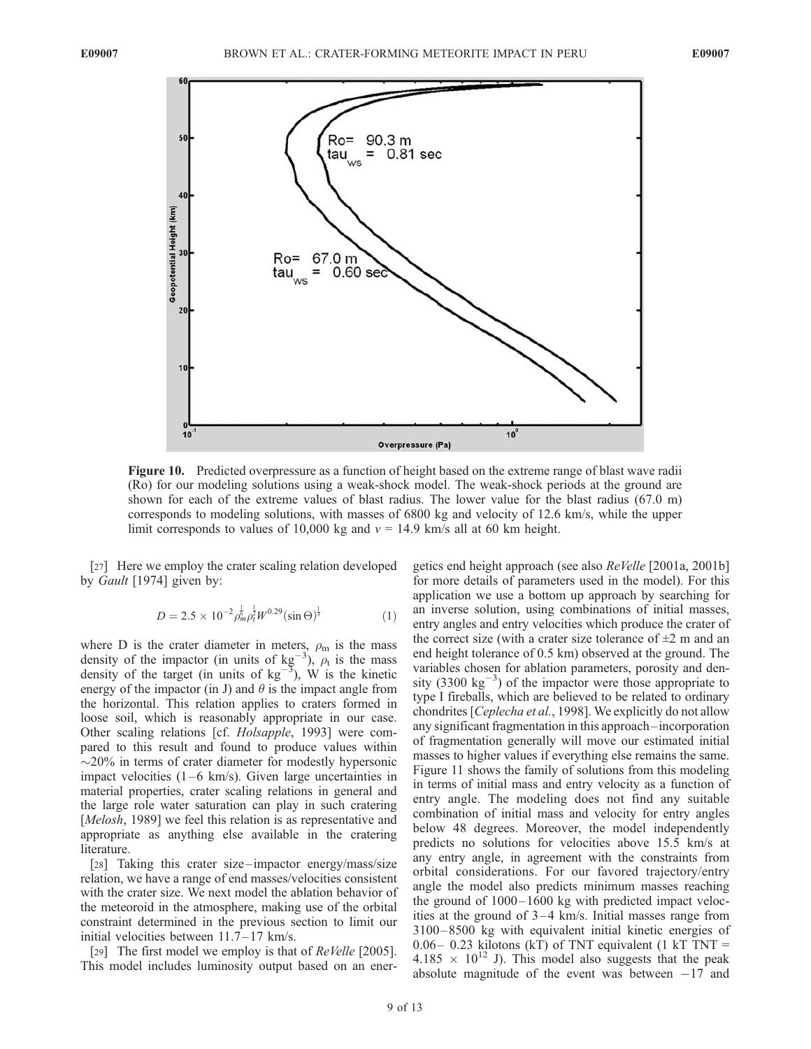Figure 10. Predicted overpressure as a function of height based on the extreme range of blast wave radii (Ro) for our modeling solutions using a weak-shock model. The weak-shock periods at the ground are shown for each of the extreme values of blast radius. The lower value for the blast radius (67.0 m) corresponds to modeling solutions, with masses of 6800 kg and velocity of 12.6 km/s, while the upper limit corresponds to values of 10,000 kg and $v = 14.9$ km/s all at 60 km height.

[27] Here we employ the crater scaling relation developed by *Gault* [1974] given by:

$$D = 2.5 \times 10^{-2} \rho_m^{\frac{1}{6}} \rho_t^{\frac{1}{2}} W^{0.29} (\sin \Theta)^{\frac{1}{3}} \tag{1}$$

where D is the crater diameter in meters, $\rho_m$ is the mass density of the impactor (in units of $kg^{-3}$), $\rho_t$ is the mass density of the target (in units of $kg^{-3}$), W is the kinetic energy of the impactor (in J) and $\theta$ is the impact angle from the horizontal. This relation applies to craters formed in loose soil, which is reasonably appropriate in our case. Other scaling relations [cf. *Holsapple*, 1993] were compared to this result and found to produce values within ~20% in terms of crater diameter for modestly hypersonic impact velocities (1–6 km/s). Given large uncertainties in material properties, crater scaling relations in general and the large role water saturation can play in such cratering [*Melosh*, 1989] we feel this relation is as representative and appropriate as anything else available in the cratering literature.

[28] Taking this crater size–impactor energy/mass/size relation, we have a range of end masses/velocities consistent with the crater size. We next model the ablation behavior of the meteoroid in the atmosphere, making use of the orbital constraint determined in the previous section to limit our initial velocities between 11.7–17 km/s.

[29] The first model we employ is that of *ReVelle* [2005]. This model includes luminosity output based on an energetics end height approach (see also *ReVelle* [2001a, 2001b] for more details of parameters used in the model). For this application we use a bottom up approach by searching for an inverse solution, using combinations of initial masses, entry angles and entry velocities which produce the crater of the correct size (with a crater size tolerance of ±2 m and an end height tolerance of 0.5 km) observed at the ground. The variables chosen for ablation parameters, porosity and density (3300 $kg^{-3}$) of the impactor were those appropriate to type I fireballs, which are believed to be related to ordinary chondrites [*Ceplecha et al.*, 1998]. We explicitly do not allow any significant fragmentation in this approach–incorporation of fragmentation generally will move our estimated initial masses to higher values if everything else remains the same. Figure 11 shows the family of solutions from this modeling in terms of initial mass and entry velocity as a function of entry angle. The modeling does not find any suitable combination of initial mass and velocity for entry angles below 48 degrees. Moreover, the model independently predicts no solutions for velocities above 15.5 km/s at any entry angle, in agreement with the constraints from orbital considerations. For our favored trajectory/entry angle the model also predicts minimum masses reaching the ground of 1000–1600 kg with predicted impact velocities at the ground of 3–4 km/s. Initial masses range from 3100–8500 kg with equivalent initial kinetic energies of 0.06– 0.23 kilotons (kT) of TNT equivalent (1 kT TNT = $4.185 \times 10^{12}$ J). This model also suggests that the peak absolute magnitude of the event was between −17 and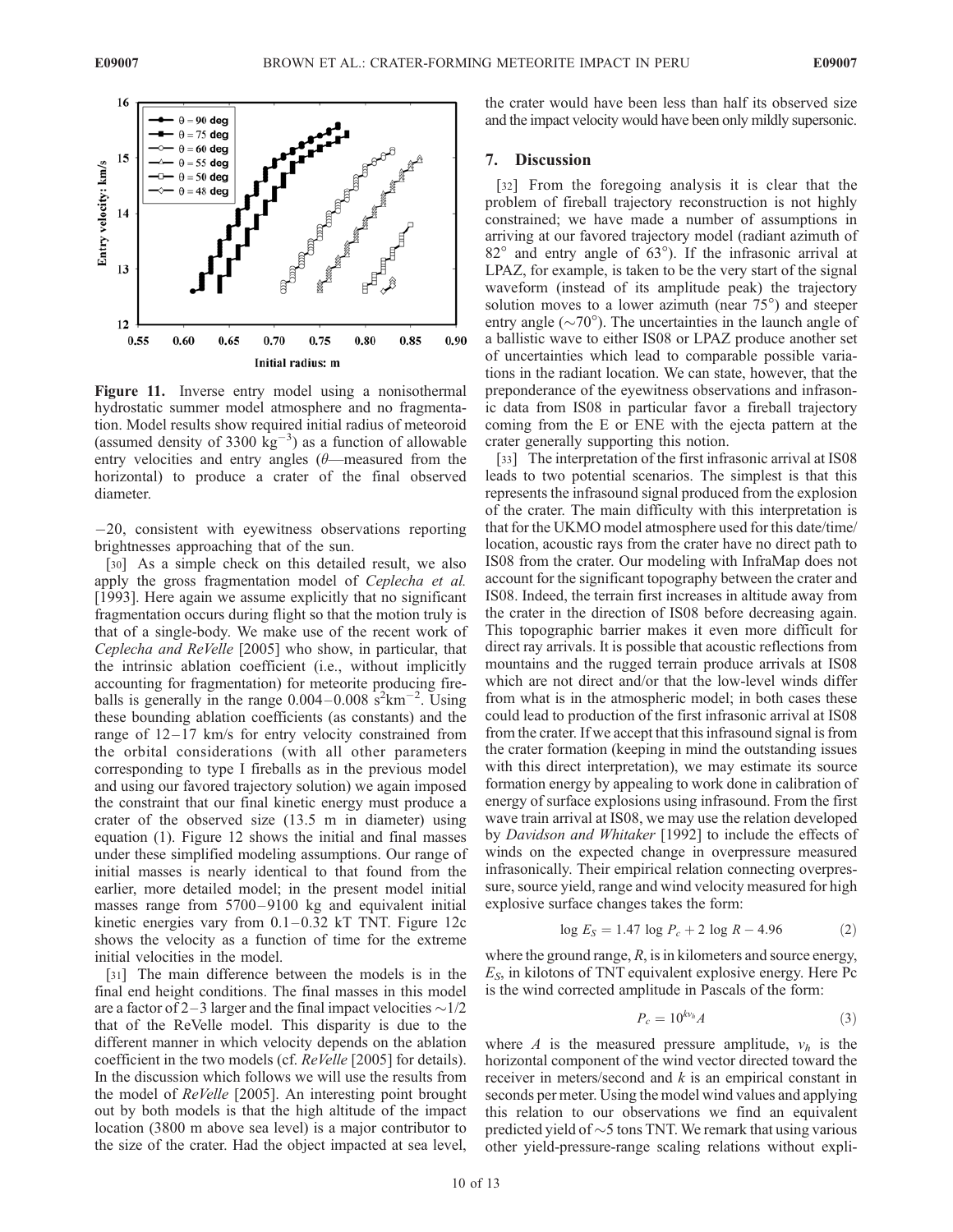**Figure 11.** Inverse entry model using a nonisothermal hydrostatic summer model atmosphere and no fragmentation. Model results show required initial radius of meteoroid (assumed density of 3300 kg$^{-3}$) as a function of allowable entry velocities and entry angles ($\theta$—measured from the horizontal) to produce a crater of the final observed diameter.

−20, consistent with eyewitness observations reporting brightnesses approaching that of the sun.

[30] As a simple check on this detailed result, we also apply the gross fragmentation model of *Ceplecha et al.* [1993]. Here again we assume explicitly that no significant fragmentation occurs during flight so that the motion truly is that of a single-body. We make use of the recent work of *Ceplecha and ReVelle* [2005] who show, in particular, that the intrinsic ablation coefficient (i.e., without implicitly accounting for fragmentation) for meteorite producing fireballs is generally in the range 0.004–0.008 s$^2$km$^{-2}$. Using these bounding ablation coefficients (as constants) and the range of 12–17 km/s for entry velocity constrained from the orbital considerations (with all other parameters corresponding to type I fireballs as in the previous model and using our favored trajectory solution) we again imposed the constraint that our final kinetic energy must produce a crater of the observed size (13.5 m in diameter) using equation (1). Figure 12 shows the initial and final masses under these simplified modeling assumptions. Our range of initial masses is nearly identical to that found from the earlier, more detailed model; in the present model initial masses range from 5700–9100 kg and equivalent initial kinetic energies vary from 0.1–0.32 kT TNT. Figure 12c shows the velocity as a function of time for the extreme initial velocities in the model.

[31] The main difference between the models is in the final end height conditions. The final masses in this model are a factor of 2–3 larger and the final impact velocities ~1/2 that of the ReVelle model. This disparity is due to the different manner in which velocity depends on the ablation coefficient in the two models (cf. *ReVelle* [2005] for details). In the discussion which follows we will use the results from the model of *ReVelle* [2005]. An interesting point brought out by both models is that the high altitude of the impact location (3800 m above sea level) is a major contributor to the size of the crater. Had the object impacted at sea level, the crater would have been less than half its observed size and the impact velocity would have been only mildly supersonic.

## 7. Discussion

[32] From the foregoing analysis it is clear that the problem of fireball trajectory reconstruction is not highly constrained; we have made a number of assumptions in arriving at our favored trajectory model (radiant azimuth of 82° and entry angle of 63°). If the infrasonic arrival at LPAZ, for example, is taken to be the very start of the signal waveform (instead of its amplitude peak) the trajectory solution moves to a lower azimuth (near 75°) and steeper entry angle (~70°). The uncertainties in the launch angle of a ballistic wave to either IS08 or LPAZ produce another set of uncertainties which lead to comparable possible variations in the radiant location. We can state, however, that the preponderance of the eyewitness observations and infrasonic data from IS08 in particular favor a fireball trajectory coming from the E or ENE with the ejecta pattern at the crater generally supporting this notion.

[33] The interpretation of the first infrasonic arrival at IS08 leads to two potential scenarios. The simplest is that this represents the infrasound signal produced from the explosion of the crater. The main difficulty with this interpretation is that for the UKMO model atmosphere used for this date/time/location, acoustic rays from the crater have no direct path to IS08 from the crater. Our modeling with InfraMap does not account for the significant topography between the crater and IS08. Indeed, the terrain first increases in altitude away from the crater in the direction of IS08 before decreasing again. This topographic barrier makes it even more difficult for direct ray arrivals. It is possible that acoustic reflections from mountains and the rugged terrain produce arrivals at IS08 which are not direct and/or that the low-level winds differ from what is in the atmospheric model; in both cases these could lead to production of the first infrasonic arrival at IS08 from the crater. If we accept that this infrasound signal is from the crater formation (keeping in mind the outstanding issues with this direct interpretation), we may estimate its source formation energy by appealing to work done in calibration of energy of surface explosions using infrasound. From the first wave train arrival at IS08, we may use the relation developed by *Davidson and Whitaker* [1992] to include the effects of winds on the expected change in overpressure measured infrasonically. Their empirical relation connecting overpressure, source yield, range and wind velocity measured for high explosive surface changes takes the form:

$$\log E_S = 1.47 \log P_c + 2 \log R - 4.96 \tag{2}$$

where the ground range, $R$, is in kilometers and source energy, $E_S$, in kilotons of TNT equivalent explosive energy. Here Pc is the wind corrected amplitude in Pascals of the form:

$$P_c = 10^{kv_h} A \tag{3}$$

where $A$ is the measured pressure amplitude, $v_h$ is the horizontal component of the wind vector directed toward the receiver in meters/second and $k$ is an empirical constant in seconds per meter. Using the model wind values and applying this relation to our observations we find an equivalent predicted yield of ~5 tons TNT. We remark that using various other yield-pressure-range scaling relations without expli-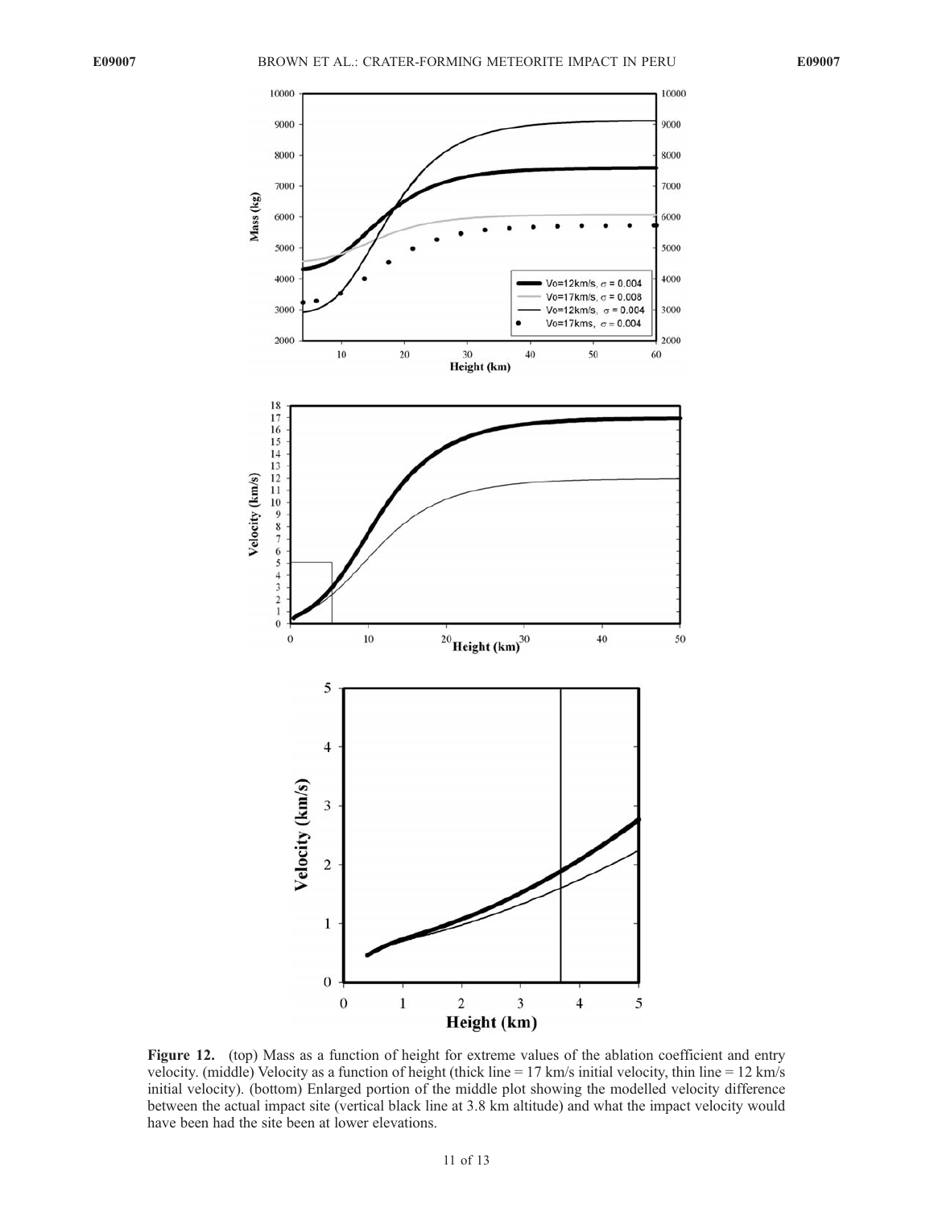**Figure 12.** (top) Mass as a function of height for extreme values of the ablation coefficient and entry velocity. (middle) Velocity as a function of height (thick line = 17 km/s initial velocity, thin line = 12 km/s initial velocity). (bottom) Enlarged portion of the middle plot showing the modelled velocity difference between the actual impact site (vertical black line at 3.8 km altitude) and what the impact velocity would have been had the site been at lower elevations.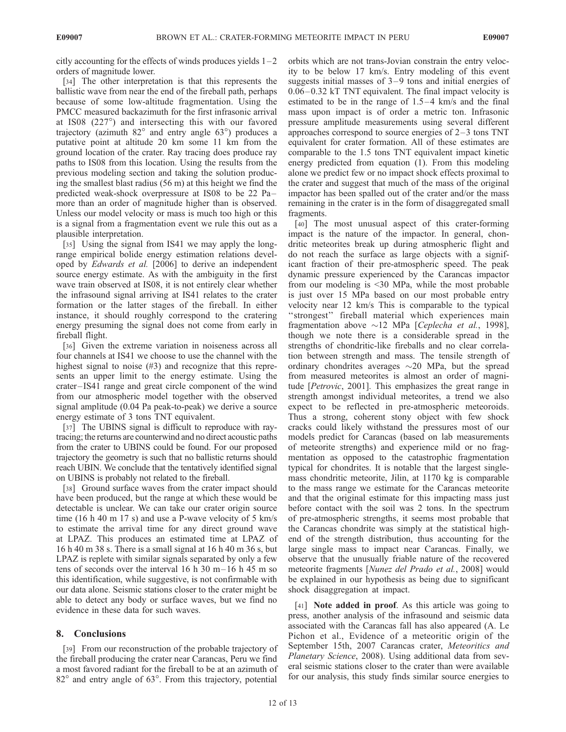citly accounting for the effects of winds produces yields 1–2 orders of magnitude lower.

[34] The other interpretation is that this represents the ballistic wave from near the end of the fireball path, perhaps because of some low-altitude fragmentation. Using the PMCC measured backazimuth for the first infrasonic arrival at IS08 (227°) and intersecting this with our favored trajectory (azimuth 82° and entry angle 63°) produces a putative point at altitude 20 km some 11 km from the ground location of the crater. Ray tracing does produce ray paths to IS08 from this location. Using the results from the previous modeling section and taking the solution producing the smallest blast radius (56 m) at this height we find the predicted weak-shock overpressure at IS08 to be 22 Pa–more than an order of magnitude higher than is observed. Unless our model velocity or mass is much too high or this is a signal from a fragmentation event we rule this out as a plausible interpretation.

[35] Using the signal from IS41 we may apply the long-range empirical bolide energy estimation relations developed by *Edwards et al.* [2006] to derive an independent source energy estimate. As with the ambiguity in the first wave train observed at IS08, it is not entirely clear whether the infrasound signal arriving at IS41 relates to the crater formation or the latter stages of the fireball. In either instance, it should roughly correspond to the cratering energy presuming the signal does not come from early in fireball flight.

[36] Given the extreme variation in noiseness across all four channels at IS41 we choose to use the channel with the highest signal to noise (#3) and recognize that this represents an upper limit to the energy estimate. Using the crater–IS41 range and great circle component of the wind from our atmospheric model together with the observed signal amplitude (0.04 Pa peak-to-peak) we derive a source energy estimate of 3 tons TNT equivalent.

[37] The UBINS signal is difficult to reproduce with ray-tracing; the returns are counterwind and no direct acoustic paths from the crater to UBINS could be found. For our proposed trajectory the geometry is such that no ballistic returns should reach UBIN. We conclude that the tentatively identified signal on UBINS is probably not related to the fireball.

[38] Ground surface waves from the crater impact should have been produced, but the range at which these would be detectable is unclear. We can take our crater origin source time (16 h 40 m 17 s) and use a P-wave velocity of 5 km/s to estimate the arrival time for any direct ground wave at LPAZ. This produces an estimated time at LPAZ of 16 h 40 m 38 s. There is a small signal at 16 h 40 m 36 s, but LPAZ is replete with similar signals separated by only a few tens of seconds over the interval 16 h 30 m–16 h 45 m so this identification, while suggestive, is not confirmable with our data alone. Seismic stations closer to the crater might be able to detect any body or surface waves, but we find no evidence in these data for such waves.

## 8. Conclusions

[39] From our reconstruction of the probable trajectory of the fireball producing the crater near Carancas, Peru we find a most favored radiant for the fireball to be at an azimuth of 82° and entry angle of 63°. From this trajectory, potential orbits which are not trans-Jovian constrain the entry velocity to be below 17 km/s. Entry modeling of this event suggests initial masses of 3–9 tons and initial energies of 0.06–0.32 kT TNT equivalent. The final impact velocity is estimated to be in the range of 1.5–4 km/s and the final mass upon impact is of order a metric ton. Infrasonic pressure amplitude measurements using several different approaches correspond to source energies of 2–3 tons TNT equivalent for crater formation. All of these estimates are comparable to the 1.5 tons TNT equivalent impact kinetic energy predicted from equation (1). From this modeling alone we predict few or no impact shock effects proximal to the crater and suggest that much of the mass of the original impactor has been spalled out of the crater and/or the mass remaining in the crater is in the form of disaggregated small fragments.

[40] The most unusual aspect of this crater-forming impact is the nature of the impactor. In general, chondritic meteorites break up during atmospheric flight and do not reach the surface as large objects with a significant fraction of their pre-atmospheric speed. The peak dynamic pressure experienced by the Carancas impactor from our modeling is <30 MPa, while the most probable is just over 15 MPa based on our most probable entry velocity near 12 km/s This is comparable to the typical "strongest" fireball material which experiences main fragmentation above ~12 MPa [*Ceplecha et al.*, 1998], though we note there is a considerable spread in the strengths of chondritic-like fireballs and no clear correlation between strength and mass. The tensile strength of ordinary chondrites averages ~20 MPa, but the spread from measured meteorites is almost an order of magnitude [*Petrovic*, 2001]. This emphasizes the great range in strength amongst individual meteorites, a trend we also expect to be reflected in pre-atmospheric meteoroids. Thus a strong, coherent stony object with few shock cracks could likely withstand the pressures most of our models predict for Carancas (based on lab measurements of meteorite strengths) and experience mild or no fragmentation as opposed to the catastrophic fragmentation typical for chondrites. It is notable that the largest single-mass chondritic meteorite, Jilin, at 1170 kg is comparable to the mass range we estimate for the Carancas meteorite and that the original estimate for this impacting mass just before contact with the soil was 2 tons. In the spectrum of pre-atmospheric strengths, it seems most probable that the Carancas chondrite was simply at the statistical high-end of the strength distribution, thus accounting for the large single mass to impact near Carancas. Finally, we observe that the unusually friable nature of the recovered meteorite fragments [*Nunez del Prado et al.*, 2008] would be explained in our hypothesis as being due to significant shock disaggregation at impact.

[41] **Note added in proof**. As this article was going to press, another analysis of the infrasound and seismic data associated with the Carancas fall has also appeared (A. Le Pichon et al., Evidence of a meteoritic origin of the September 15th, 2007 Carancas crater, *Meteoritics and Planetary Science*, 2008). Using additional data from several seismic stations closer to the crater than were available for our analysis, this study finds similar source energies to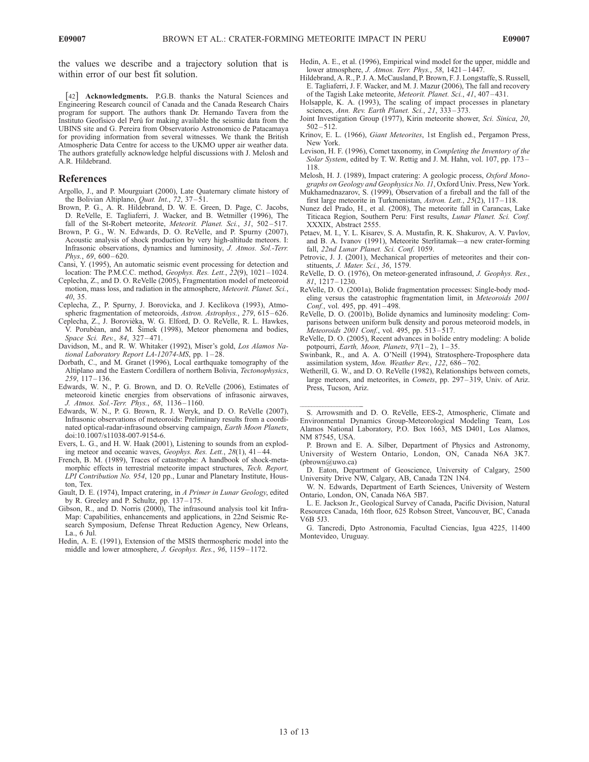the values we describe and a trajectory solution that is within error of our best fit solution.

[42] **Acknowledgments.** P.G.B. thanks the Natural Sciences and Engineering Research council of Canada and the Canada Research Chairs program for support. The authors thank Dr. Hernando Tavera from the Instituto Geofisico del Perú for making available the seismic data from the UBINS site and G. Pereira from Observatorio Astronomico de Patacamaya for providing information from several witnesses. We thank the British Atmospheric Data Centre for access to the UKMO upper air weather data. The authors gratefully acknowledge helpful discussions with J. Melosh and A.R. Hildebrand.

## References

Argollo, J., and P. Mourguiart (2000), Late Quaternary climate history of the Bolivian Altiplano, *Quat. Int.*, *72*, 37–51.

Brown, P. G., A. R. Hildebrand, D. W. E. Green, D. Page, C. Jacobs, D. ReVelle, E. Tagliaferri, J. Wacker, and B. Wetmiller (1996), The fall of the St-Robert meteorite, *Meteorit. Planet. Sci.*, *31*, 502–517.

Brown, P. G., W. N. Edwards, D. O. ReVelle, and P. Spurny (2007), Acoustic analysis of shock production by very high-altitude meteors. I: Infrasonic observations, dynamics and luminosity, *J. Atmos. Sol.-Terr. Phys.*, *69*, 600–620.

Cansi, Y. (1995), An automatic seismic event processing for detection and location: The P.M.C.C. method, *Geophys. Res. Lett.*, *22*(9), 1021–1024.

Ceplecha, Z., and D. O. ReVelle (2005), Fragmentation model of meteoroid motion, mass loss, and radiation in the atmosphere, *Meteorit. Planet. Sci.*, *40*, 35.

Ceplecha, Z., P. Spurny, J. Borovicka, and J. Keclikova (1993), Atmospheric fragmentation of meteoroids, *Astron. Astrophys.*, *279*, 615–626.

Ceplecha, Z., J. Borovièka, W. G. Elford, D. O. ReVelle, R. L. Hawkes, V. Porubèan, and M. Šimek (1998), Meteor phenomena and bodies, *Space Sci. Rev.*, *84*, 327–471.

Davidson, M., and R. W. Whitaker (1992), Miser's gold, *Los Alamos National Laboratory Report LA-12074-MS*, pp. 1–28.

Dorbath, C., and M. Granet (1996), Local earthquake tomography of the Altiplano and the Eastern Cordillera of northern Bolivia, *Tectonophysics*, *259*, 117–136.

Edwards, W. N., P. G. Brown, and D. O. ReVelle (2006), Estimates of meteoroid kinetic energies from observations of infrasonic airwaves, *J. Atmos. Sol.-Terr. Phys.*, *68*, 1136–1160.

Edwards, W. N., P. G. Brown, R. J. Weryk, and D. O. ReVelle (2007), Infrasonic observations of meteoroids: Preliminary results from a coordinated optical-radar-infrasound observing campaign, *Earth Moon Planets*, doi:10.1007/s11038-007-9154-6.

Evers, L. G., and H. W. Haak (2001), Listening to sounds from an exploding meteor and oceanic waves, *Geophys. Res. Lett.*, *28*(1), 41–44.

French, B. M. (1989), Traces of catastrophe: A handbook of shock-metamorphic effects in terrestrial meteorite impact structures, *Tech. Report, LPI Contribution No. 954*, 120 pp., Lunar and Planetary Institute, Houston, Tex.

Gault, D. E. (1974), Impact cratering, in *A Primer in Lunar Geology*, edited by R. Greeley and P. Schultz, pp. 137–175.

Gibson, R., and D. Norris (2000), The infrasound analysis tool kit InfraMap: Capabilities, enhancements and applications, in 22nd Seismic Research Symposium, Defense Threat Reduction Agency, New Orleans, La., 6 Jul.

Hedin, A. E. (1991), Extension of the MSIS thermospheric model into the middle and lower atmosphere, *J. Geophys. Res.*, *96*, 1159–1172.

Hedin, A. E., et al. (1996), Empirical wind model for the upper, middle and lower atmosphere, *J. Atmos. Terr. Phys.*, *58*, 1421–1447.

Hildebrand, A. R., P. J. A. McCausland, P. Brown, F. J. Longstaffe, S. Russell, E. Tagliaferri, J. F. Wacker, and M. J. Mazur (2006), The fall and recovery of the Tagish Lake meteorite, *Meteorit. Planet. Sci.*, *41*, 407–431.

Holsapple, K. A. (1993), The scaling of impact processes in planetary sciences, *Ann. Rev. Earth Planet. Sci.*, *21*, 333–373.

Joint Investigation Group (1977), Kirin meteorite shower, *Sci. Sinica*, *20*, 502–512.

Krinov, E. L. (1966), *Giant Meteorites*, 1st English ed., Pergamon Press, New York.

Levison, H. F. (1996), Comet taxonomy, in *Completing the Inventory of the Solar System*, edited by T. W. Rettig and J. M. Hahn, vol. 107, pp. 173–118.

Melosh, H. J. (1989), Impact cratering: A geologic process, *Oxford Monographs on Geology and Geophysics No. 11*, Oxford Univ. Press, New York.

Mukhamednazarov, S. (1999), Observation of a fireball and the fall of the first large meteorite in Turkmenistan, *Astron. Lett.*, *25*(2), 117–118.

Nunez del Prado, H., et al. (2008), The meteorite fall in Carancas, Lake Titicaca Region, Southern Peru: First results, *Lunar Planet. Sci. Conf.* XXXIX, Abstract 2555.

Petaev, M. I., Y. L. Kisarev, S. A. Mustafin, R. K. Shakurov, A. V. Pavlov, and B. A. Ivanov (1991), Meteorite Sterlitamak—a new crater-forming fall, *22nd Lunar Planet. Sci. Conf.* 1059.

Petrovic, J. J. (2001), Mechanical properties of meteorites and their constituents, *J. Mater. Sci.*, *36*, 1579.

ReVelle, D. O. (1976), On meteor-generated infrasound, *J. Geophys. Res.*, *81*, 1217–1230.

ReVelle, D. O. (2001a), Bolide fragmentation processes: Single-body modeling versus the catastrophic fragmentation limit, in *Meteoroids 2001 Conf.*, vol. 495, pp. 491–498.

ReVelle, D. O. (2001b), Bolide dynamics and luminosity modeling: Comparisons between uniform bulk density and porous meteoroid models, in *Meteoroids 2001 Conf.*, vol. 495, pp. 513–517.

ReVelle, D. O. (2005), Recent advances in bolide entry modeling: A bolide potpourri, *Earth, Moon, Planets*, *97*(1–2), 1–35.

Swinbank, R., and A. A. O'Neill (1994), Stratosphere-Troposphere data assimilation system, *Mon. Weather Rev.*, *122*, 686–702.

Wetherill, G. W., and D. O. ReVelle (1982), Relationships between comets, large meteors, and meteorites, in *Comets*, pp. 297–319, Univ. of Ariz. Press, Tucson, Ariz.

---

S. Arrowsmith and D. O. ReVelle, EES-2, Atmospheric, Climate and Environmental Dynamics Group-Meteorological Modeling Team, Los Alamos National Laboratory, P.O. Box 1663, MS D401, Los Alamos, NM 87545, USA.

P. Brown and E. A. Silber, Department of Physics and Astronomy, University of Western Ontario, London, ON, Canada N6A 3K7. (pbrown@uwo.ca)

D. Eaton, Department of Geoscience, University of Calgary, 2500 University Drive NW, Calgary, AB, Canada T2N 1N4.

W. N. Edwards, Department of Earth Sciences, University of Western Ontario, London, ON, Canada N6A 5B7.

L. E. Jackson Jr., Geological Survey of Canada, Pacific Division, Natural Resources Canada, 16th floor, 625 Robson Street, Vancouver, BC, Canada V6B 5J3.

G. Tancredi, Dpto Astronomia, Facultad Ciencias, Igua 4225, 11400 Montevideo, Uruguay.